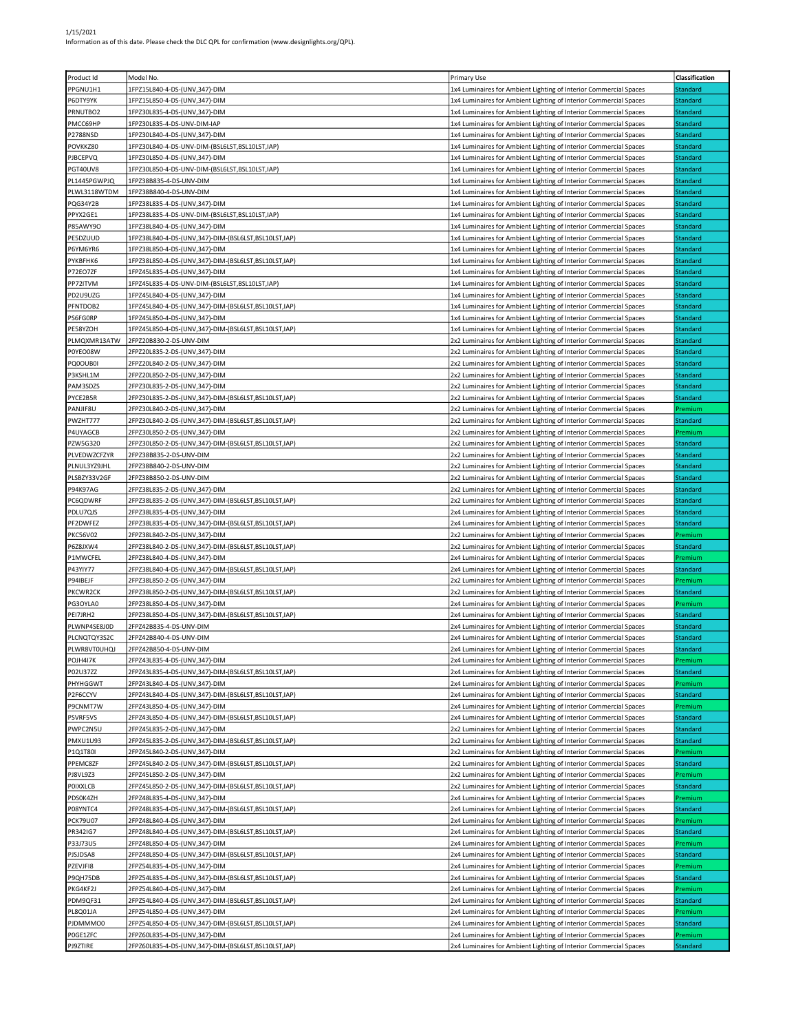1/15/2021
Information as of this date. Please check the DLC QPL for confirmation (www.designlights.org/QPL).

| Product Id | Model No. | Primary Use | Classification |
|---|---|---|---|
| PPGNU1H1 | 1FPZ15L840-4-DS-(UNV,347)-DIM | 1x4 Luminaires for Ambient Lighting of Interior Commercial Spaces | Standard |
| P6DTY9YK | 1FPZ15L850-4-DS-(UNV,347)-DIM | 1x4 Luminaires for Ambient Lighting of Interior Commercial Spaces | Standard |
| PRNUTBO2 | 1FPZ30L835-4-DS-(UNV,347)-DIM | 1x4 Luminaires for Ambient Lighting of Interior Commercial Spaces | Standard |
| PMCC69HP | 1FPZ30L835-4-DS-UNV-DIM-IAP | 1x4 Luminaires for Ambient Lighting of Interior Commercial Spaces | Standard |
| P2788NSD | 1FPZ30L840-4-DS-(UNV,347)-DIM | 1x4 Luminaires for Ambient Lighting of Interior Commercial Spaces | Standard |
| POVKKZ80 | 1FPZ30L840-4-DS-UNV-DIM-(BSL6LST,BSL10LST,IAP) | 1x4 Luminaires for Ambient Lighting of Interior Commercial Spaces | Standard |
| PJBCEPVQ | 1FPZ30L850-4-DS-(UNV,347)-DIM | 1x4 Luminaires for Ambient Lighting of Interior Commercial Spaces | Standard |
| PGT40UV8 | 1FPZ30L850-4-DS-UNV-DIM-(BSL6LST,BSL10LST,IAP) | 1x4 Luminaires for Ambient Lighting of Interior Commercial Spaces | Standard |
| PL1445PGWPJQ | 1FPZ38B835-4-DS-UNV-DIM | 1x4 Luminaires for Ambient Lighting of Interior Commercial Spaces | Standard |
| PLWL3118WTDM | 1FPZ38B840-4-DS-UNV-DIM | 1x4 Luminaires for Ambient Lighting of Interior Commercial Spaces | Standard |
| PQG34Y2B | 1FPZ38L835-4-DS-(UNV,347)-DIM | 1x4 Luminaires for Ambient Lighting of Interior Commercial Spaces | Standard |
| PPYX2GE1 | 1FPZ38L835-4-DS-UNV-DIM-(BSL6LST,BSL10LST,IAP) | 1x4 Luminaires for Ambient Lighting of Interior Commercial Spaces | Standard |
| P85AWY9O | 1FPZ38L840-4-DS-(UNV,347)-DIM | 1x4 Luminaires for Ambient Lighting of Interior Commercial Spaces | Standard |
| PE5DZUUD | 1FPZ38L840-4-DS-(UNV,347)-DIM-(BSL6LST,BSL10LST,IAP) | 1x4 Luminaires for Ambient Lighting of Interior Commercial Spaces | Standard |
| P6YM6YR6 | 1FPZ38L850-4-DS-(UNV,347)-DIM | 1x4 Luminaires for Ambient Lighting of Interior Commercial Spaces | Standard |
| PYKBFHK6 | 1FPZ38L850-4-DS-(UNV,347)-DIM-(BSL6LST,BSL10LST,IAP) | 1x4 Luminaires for Ambient Lighting of Interior Commercial Spaces | Standard |
| P72EO7ZF | 1FPZ45L835-4-DS-(UNV,347)-DIM | 1x4 Luminaires for Ambient Lighting of Interior Commercial Spaces | Standard |
| PP72ITVM | 1FPZ45L835-4-DS-UNV-DIM-(BSL6LST,BSL10LST,IAP) | 1x4 Luminaires for Ambient Lighting of Interior Commercial Spaces | Standard |
| PD2U9UZG | 1FPZ45L840-4-DS-(UNV,347)-DIM | 1x4 Luminaires for Ambient Lighting of Interior Commercial Spaces | Standard |
| PFNTDOB2 | 1FPZ45L840-4-DS-(UNV,347)-DIM-(BSL6LST,BSL10LST,IAP) | 1x4 Luminaires for Ambient Lighting of Interior Commercial Spaces | Standard |
| PS6FG0RP | 1FPZ45L850-4-DS-(UNV,347)-DIM | 1x4 Luminaires for Ambient Lighting of Interior Commercial Spaces | Standard |
| PE58YZOH | 1FPZ45L850-4-DS-(UNV,347)-DIM-(BSL6LST,BSL10LST,IAP) | 1x4 Luminaires for Ambient Lighting of Interior Commercial Spaces | Standard |
| PLMQXMR13ATW | 2FPZ20B830-2-DS-UNV-DIM | 2x2 Luminaires for Ambient Lighting of Interior Commercial Spaces | Standard |
| P0YEO08W | 2FPZ20L835-2-DS-(UNV,347)-DIM | 2x2 Luminaires for Ambient Lighting of Interior Commercial Spaces | Standard |
| PQ0OUB0I | 2FPZ20L840-2-DS-(UNV,347)-DIM | 2x2 Luminaires for Ambient Lighting of Interior Commercial Spaces | Standard |
| P3KSHL1M | 2FPZ20L850-2-DS-(UNV,347)-DIM | 2x2 Luminaires for Ambient Lighting of Interior Commercial Spaces | Standard |
| PAM3SDZS | 2FPZ30L835-2-DS-(UNV,347)-DIM | 2x2 Luminaires for Ambient Lighting of Interior Commercial Spaces | Standard |
| PYCE2B5R | 2FPZ30L835-2-DS-(UNV,347)-DIM-(BSL6LST,BSL10LST,IAP) | 2x2 Luminaires for Ambient Lighting of Interior Commercial Spaces | Standard |
| PANJIF8U | 2FPZ30L840-2-DS-(UNV,347)-DIM | 2x2 Luminaires for Ambient Lighting of Interior Commercial Spaces | Premium |
| PWZHT777 | 2FPZ30L840-2-DS-(UNV,347)-DIM-(BSL6LST,BSL10LST,IAP) | 2x2 Luminaires for Ambient Lighting of Interior Commercial Spaces | Standard |
| P4UYAGCB | 2FPZ30L850-2-DS-(UNV,347)-DIM | 2x2 Luminaires for Ambient Lighting of Interior Commercial Spaces | Premium |
| PZW5G320 | 2FPZ30L850-2-DS-(UNV,347)-DIM-(BSL6LST,BSL10LST,IAP) | 2x2 Luminaires for Ambient Lighting of Interior Commercial Spaces | Standard |
| PLVEDWZCFZYR | 2FPZ38B835-2-DS-UNV-DIM | 2x2 Luminaires for Ambient Lighting of Interior Commercial Spaces | Standard |
| PLNUL3YZ9JHL | 2FPZ38B840-2-DS-UNV-DIM | 2x2 Luminaires for Ambient Lighting of Interior Commercial Spaces | Standard |
| PLSBZY33V2GF | 2FPZ38B850-2-DS-UNV-DIM | 2x2 Luminaires for Ambient Lighting of Interior Commercial Spaces | Standard |
| P94K97AG | 2FPZ38L835-2-DS-(UNV,347)-DIM | 2x2 Luminaires for Ambient Lighting of Interior Commercial Spaces | Standard |
| PC6QDWRF | 2FPZ38L835-2-DS-(UNV,347)-DIM-(BSL6LST,BSL10LST,IAP) | 2x2 Luminaires for Ambient Lighting of Interior Commercial Spaces | Standard |
| PDLU7QJS | 2FPZ38L835-4-DS-(UNV,347)-DIM | 2x4 Luminaires for Ambient Lighting of Interior Commercial Spaces | Standard |
| PF2DWFEZ | 2FPZ38L835-4-DS-(UNV,347)-DIM-(BSL6LST,BSL10LST,IAP) | 2x4 Luminaires for Ambient Lighting of Interior Commercial Spaces | Standard |
| PKC56V02 | 2FPZ38L840-2-DS-(UNV,347)-DIM | 2x2 Luminaires for Ambient Lighting of Interior Commercial Spaces | Premium |
| P628JXW4 | 2FPZ38L840-2-DS-(UNV,347)-DIM-(BSL6LST,BSL10LST,IAP) | 2x2 Luminaires for Ambient Lighting of Interior Commercial Spaces | Standard |
| P1MWCFEL | 2FPZ38L840-4-DS-(UNV,347)-DIM | 2x4 Luminaires for Ambient Lighting of Interior Commercial Spaces | Premium |
| P43YIY77 | 2FPZ38L840-4-DS-(UNV,347)-DIM-(BSL6LST,BSL10LST,IAP) | 2x4 Luminaires for Ambient Lighting of Interior Commercial Spaces | Standard |
| P94IBEJF | 2FPZ38L850-2-DS-(UNV,347)-DIM | 2x2 Luminaires for Ambient Lighting of Interior Commercial Spaces | Premium |
| PKCWR2CK | 2FPZ38L850-2-DS-(UNV,347)-DIM-(BSL6LST,BSL10LST,IAP) | 2x2 Luminaires for Ambient Lighting of Interior Commercial Spaces | Standard |
| PG3OYLA0 | 2FPZ38L850-4-DS-(UNV,347)-DIM | 2x4 Luminaires for Ambient Lighting of Interior Commercial Spaces | Premium |
| PEI7JRH2 | 2FPZ38L850-4-DS-(UNV,347)-DIM-(BSL6LST,BSL10LST,IAP) | 2x4 Luminaires for Ambient Lighting of Interior Commercial Spaces | Standard |
| PLWNP4SE8J0D | 2FPZ42B835-4-DS-UNV-DIM | 2x4 Luminaires for Ambient Lighting of Interior Commercial Spaces | Standard |
| PLCNQTQY3S2C | 2FPZ42B840-4-DS-UNV-DIM | 2x4 Luminaires for Ambient Lighting of Interior Commercial Spaces | Standard |
| PLWR8VT0UHQJ | 2FPZ42B850-4-DS-UNV-DIM | 2x4 Luminaires for Ambient Lighting of Interior Commercial Spaces | Standard |
| POJH4I7K | 2FPZ43L835-4-DS-(UNV,347)-DIM | 2x4 Luminaires for Ambient Lighting of Interior Commercial Spaces | Premium |
| P02U37ZZ | 2FPZ43L835-4-DS-(UNV,347)-DIM-(BSL6LST,BSL10LST,IAP) | 2x4 Luminaires for Ambient Lighting of Interior Commercial Spaces | Standard |
| PHYHGGWT | 2FPZ43L840-4-DS-(UNV,347)-DIM | 2x4 Luminaires for Ambient Lighting of Interior Commercial Spaces | Premium |
| P2F6CCYV | 2FPZ43L840-4-DS-(UNV,347)-DIM-(BSL6LST,BSL10LST,IAP) | 2x4 Luminaires for Ambient Lighting of Interior Commercial Spaces | Standard |
| P9CNMT7W | 2FPZ43L850-4-DS-(UNV,347)-DIM | 2x4 Luminaires for Ambient Lighting of Interior Commercial Spaces | Premium |
| PSVRF5VS | 2FPZ43L850-4-DS-(UNV,347)-DIM-(BSL6LST,BSL10LST,IAP) | 2x4 Luminaires for Ambient Lighting of Interior Commercial Spaces | Standard |
| PWPC2N5U | 2FPZ45L835-2-DS-(UNV,347)-DIM | 2x2 Luminaires for Ambient Lighting of Interior Commercial Spaces | Standard |
| PMXU1U93 | 2FPZ45L835-2-DS-(UNV,347)-DIM-(BSL6LST,BSL10LST,IAP) | 2x2 Luminaires for Ambient Lighting of Interior Commercial Spaces | Standard |
| P1Q1T80I | 2FPZ45L840-2-DS-(UNV,347)-DIM | 2x2 Luminaires for Ambient Lighting of Interior Commercial Spaces | Premium |
| PPEMC8ZF | 2FPZ45L840-2-DS-(UNV,347)-DIM-(BSL6LST,BSL10LST,IAP) | 2x2 Luminaires for Ambient Lighting of Interior Commercial Spaces | Standard |
| PJ8VL9Z3 | 2FPZ45L850-2-DS-(UNV,347)-DIM | 2x2 Luminaires for Ambient Lighting of Interior Commercial Spaces | Premium |
| POIXXLCB | 2FPZ45L850-2-DS-(UNV,347)-DIM-(BSL6LST,BSL10LST,IAP) | 2x2 Luminaires for Ambient Lighting of Interior Commercial Spaces | Standard |
| PDS0K4ZH | 2FPZ48L835-4-DS-(UNV,347)-DIM | 2x4 Luminaires for Ambient Lighting of Interior Commercial Spaces | Premium |
| P08YNTC4 | 2FPZ48L835-4-DS-(UNV,347)-DIM-(BSL6LST,BSL10LST,IAP) | 2x4 Luminaires for Ambient Lighting of Interior Commercial Spaces | Standard |
| PCK79U07 | 2FPZ48L840-4-DS-(UNV,347)-DIM | 2x4 Luminaires for Ambient Lighting of Interior Commercial Spaces | Premium |
| PR342IG7 | 2FPZ48L840-4-DS-(UNV,347)-DIM-(BSL6LST,BSL10LST,IAP) | 2x4 Luminaires for Ambient Lighting of Interior Commercial Spaces | Standard |
| P33J73U5 | 2FPZ48L850-4-DS-(UNV,347)-DIM | 2x4 Luminaires for Ambient Lighting of Interior Commercial Spaces | Premium |
| PJSJDSA8 | 2FPZ48L850-4-DS-(UNV,347)-DIM-(BSL6LST,BSL10LST,IAP) | 2x4 Luminaires for Ambient Lighting of Interior Commercial Spaces | Standard |
| PZEVJFI8 | 2FPZ54L835-4-DS-(UNV,347)-DIM | 2x4 Luminaires for Ambient Lighting of Interior Commercial Spaces | Premium |
| P9QH75DB | 2FPZ54L835-4-DS-(UNV,347)-DIM-(BSL6LST,BSL10LST,IAP) | 2x4 Luminaires for Ambient Lighting of Interior Commercial Spaces | Standard |
| PKG4KF2J | 2FPZ54L840-4-DS-(UNV,347)-DIM | 2x4 Luminaires for Ambient Lighting of Interior Commercial Spaces | Premium |
| PDM9QF31 | 2FPZ54L840-4-DS-(UNV,347)-DIM-(BSL6LST,BSL10LST,IAP) | 2x4 Luminaires for Ambient Lighting of Interior Commercial Spaces | Standard |
| PL8Q01JA | 2FPZ54L850-4-DS-(UNV,347)-DIM | 2x4 Luminaires for Ambient Lighting of Interior Commercial Spaces | Premium |
| PJDMMMO0 | 2FPZ54L850-4-DS-(UNV,347)-DIM-(BSL6LST,BSL10LST,IAP) | 2x4 Luminaires for Ambient Lighting of Interior Commercial Spaces | Standard |
| P0GE1ZFC | 2FPZ60L835-4-DS-(UNV,347)-DIM | 2x4 Luminaires for Ambient Lighting of Interior Commercial Spaces | Premium |
| PJ9ZTIRE | 2FPZ60L835-4-DS-(UNV,347)-DIM-(BSL6LST,BSL10LST,IAP) | 2x4 Luminaires for Ambient Lighting of Interior Commercial Spaces | Standard |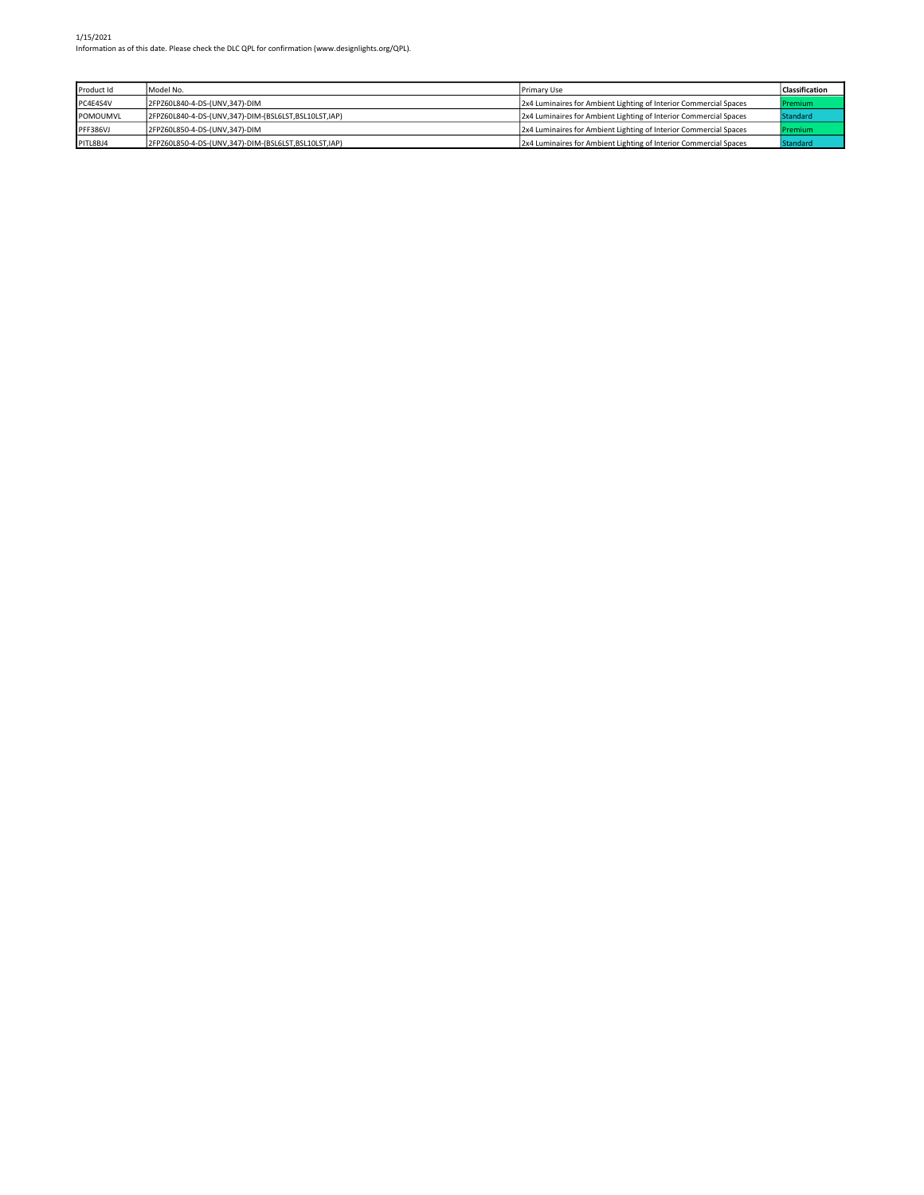1/15/2021
Information as of this date. Please check the DLC QPL for confirmation (www.designlights.org/QPL).

| Product Id | Model No. | Primary Use | Classification |
| --- | --- | --- | --- |
| PC4E4S4V | 2FPZ60L840-4-DS-(UNV,347)-DIM | 2x4 Luminaires for Ambient Lighting of Interior Commercial Spaces | Premium |
| POMOUMVL | 2FPZ60L840-4-DS-(UNV,347)-DIM-(BSL6LST,BSL10LST,IAP) | 2x4 Luminaires for Ambient Lighting of Interior Commercial Spaces | Standard |
| PFF386VJ | 2FPZ60L850-4-DS-(UNV,347)-DIM | 2x4 Luminaires for Ambient Lighting of Interior Commercial Spaces | Premium |
| PITL8BJ4 | 2FPZ60L850-4-DS-(UNV,347)-DIM-(BSL6LST,BSL10LST,IAP) | 2x4 Luminaires for Ambient Lighting of Interior Commercial Spaces | Standard |